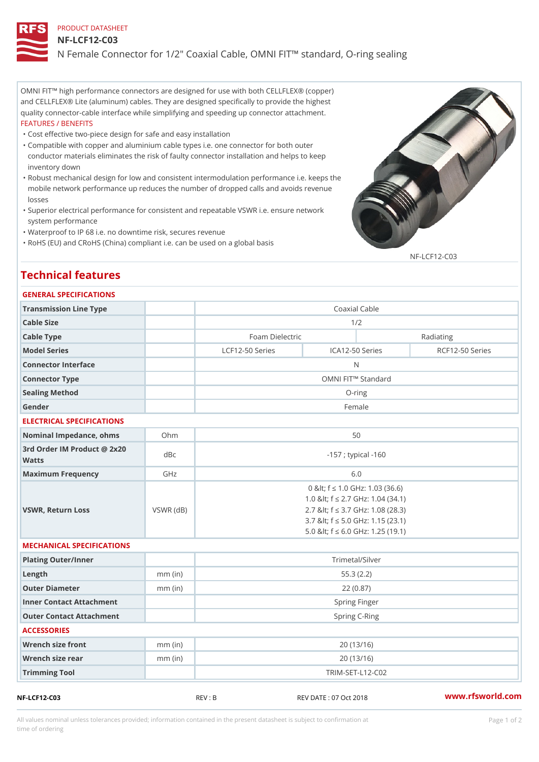PRODUCT DATASHEET

# NF-LCF12-C03

N Female Connector for 1/2" Coaxial Cable, OMNI FIT™ standard, O-ring sealing

OMNI FIT™ high performance connectors are designed for use with both CELLFLEX® (copper) and CELLFLEX® Lite (aluminum) cables. They are designed specifically to provide the highest quality connector-cable interface while simplifying and speeding up connector attachment.

FEATURES / BENEFITS

- Cost effective two-piece design for safe and easy installation
- Compatible with copper and aluminium cable types i.e. one connector for both outer conductor materials eliminates the risk of faulty connector installation and helps to keep inventory down
- Robust mechanical design for low and consistent intermodulation performance i.e. keeps the mobile network performance up reduces the number of dropped calls and avoids revenue losses
- Superior electrical performance for consistent and repeatable VSWR i.e. ensure network system performance
- Waterproof to IP 68 i.e. no downtime risk, secures revenue
- RoHS (EU) and CRoHS (China) compliant i.e. can be used on a global basis

NF-LCF12-C03

## Technical features

### GENERAL SPECIFICATIONS

| | | | | |
|---|---|---|---|---|
| Transmission Line Type | | Coaxial Cable | | |
| Cable Size | | 1/2 | | |
| Cable Type | | Foam Dielectric | | Radiating |
| Model Series | | LCF12-50 Series | ICA12-50 Series | RCF12-50 Series |
| Connector Interface | | N | | |
| Connector Type | | OMNI FIT™ Standard | | |
| Sealing Method | | O-ring | | |
| Gender | | Female | | |

### ELECTRICAL SPECIFICATIONS

| | | |
|---|---|---|
| Nominal Impedance, ohms | Ohm | 50 |
| 3rd Order IM Product @ 2x20 Watts | dBc | -157 ; typical -160 |
| Maximum Frequency | GHz | 6.0 |
| VSWR, Return Loss | VSWR (dB) | 0 &lt; f ≤ 1.0 GHz: 1.03 (36.6)<br>1.0 &lt; f ≤ 2.7 GHz: 1.04 (34.1)<br>2.7 &lt; f ≤ 3.7 GHz: 1.08 (28.3)<br>3.7 &lt; f ≤ 5.0 GHz: 1.15 (23.1)<br>5.0 &lt; f ≤ 6.0 GHz: 1.25 (19.1) |

### MECHANICAL SPECIFICATIONS

| | | |
|---|---|---|
| Plating Outer/Inner | | Trimetal/Silver |
| Length | mm (in) | 55.3 (2.2) |
| Outer Diameter | mm (in) | 22 (0.87) |
| Inner Contact Attachment | | Spring Finger |
| Outer Contact Attachment | | Spring C-Ring |

### ACCESSORIES

| | | |
|---|---|---|
| Wrench size front | mm (in) | 20 (13/16) |
| Wrench size rear | mm (in) | 20 (13/16) |
| Trimming Tool | | TRIM-SET-L12-C02 |

NF-LCF12-C03 REV : B REV DATE : 07 Oct 2018 www.rfsworld.com

All values nominal unless tolerances provided; information contained in the present datasheet is subject to confirmation at time of ordering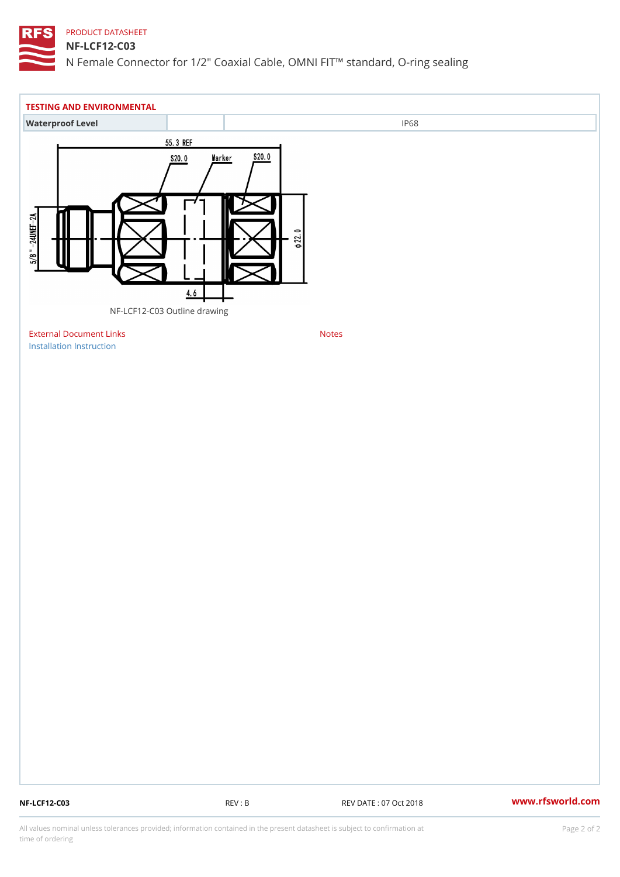PRODUCT DATASHEET

# NF-LCF12-C03

N Female Connector for 1/2" Coaxial Cable, OMNI FIT™ standard, O-ring sealing

## TESTING AND ENVIRONMENTAL

| | | |
|---|---|---|
| Waterproof Level | | IP68 |

55.3 REF
S20.0
Marker
S20.0
5/8"-24UNEF-2A
φ22.0
4.6

NF-LCF12-C03 Outline drawing

External Document Links

Installation Instruction

Notes

NF-LCF12-C03 REV : B REV DATE : 07 Oct 2018 www.rfsworld.com

All values nominal unless tolerances provided; information contained in the present datasheet is subject to confirmation at time of ordering